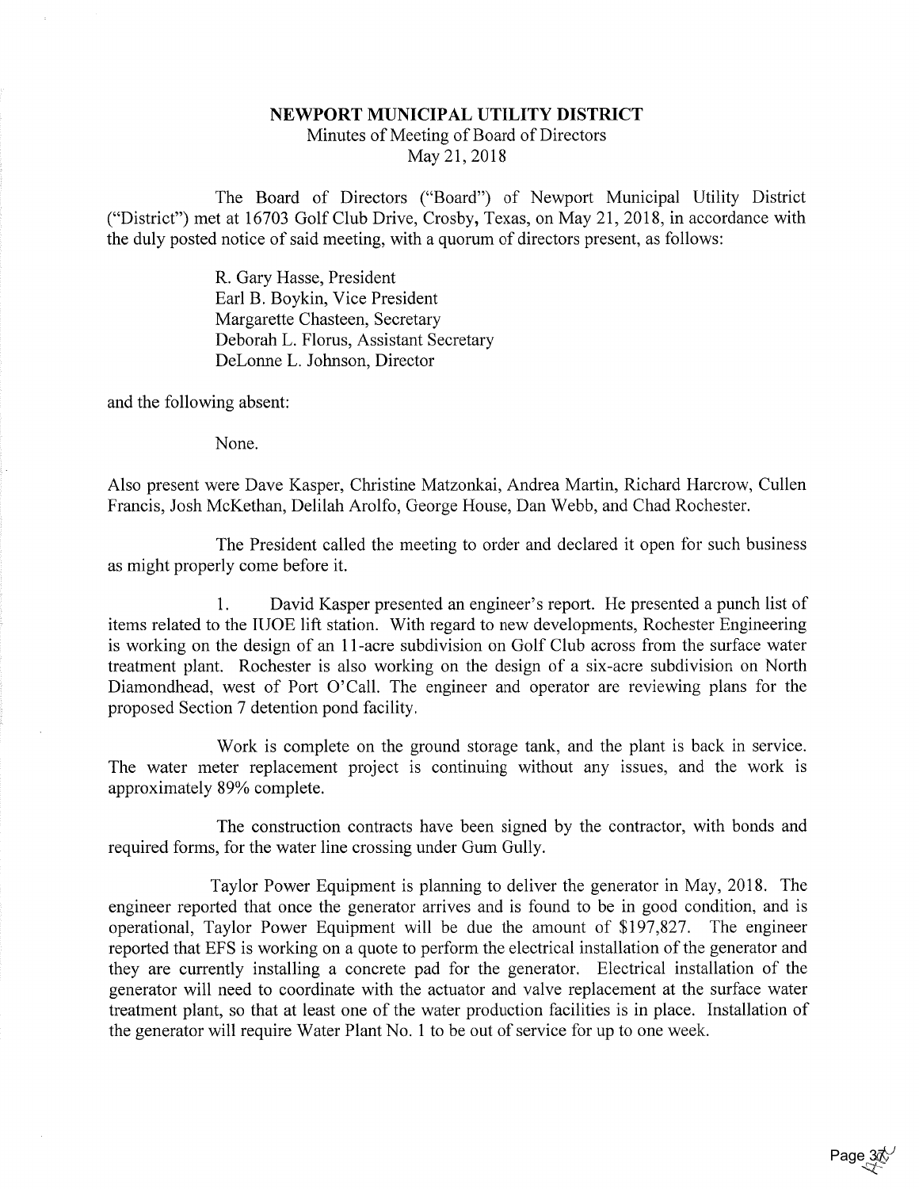# NEWPORT MUNICIPAL UTILITY DISTRICT

Minutes of Meeting of Board of Directors
May 21, 2018

The Board of Directors ("Board") of Newport Municipal Utility District ("District") met at 16703 Golf Club Drive, Crosby, Texas, on May 21, 2018, in accordance with the duly posted notice of said meeting, with a quorum of directors present, as follows:

R. Gary Hasse, President
Earl B. Boykin, Vice President
Margarette Chasteen, Secretary
Deborah L. Florus, Assistant Secretary
DeLonne L. Johnson, Director

and the following absent:

None.

Also present were Dave Kasper, Christine Matzonkai, Andrea Martin, Richard Harcrow, Cullen Francis, Josh McKethan, Delilah Arolfo, George House, Dan Webb, and Chad Rochester.

The President called the meeting to order and declared it open for such business as might properly come before it.

1. David Kasper presented an engineer's report. He presented a punch list of items related to the IUOE lift station. With regard to new developments, Rochester Engineering is working on the design of an 11-acre subdivision on Golf Club across from the surface water treatment plant. Rochester is also working on the design of a six-acre subdivision on North Diamondhead, west of Port O'Call. The engineer and operator are reviewing plans for the proposed Section 7 detention pond facility.

Work is complete on the ground storage tank, and the plant is back in service. The water meter replacement project is continuing without any issues, and the work is approximately 89% complete.

The construction contracts have been signed by the contractor, with bonds and required forms, for the water line crossing under Gum Gully.

Taylor Power Equipment is planning to deliver the generator in May, 2018. The engineer reported that once the generator arrives and is found to be in good condition, and is operational, Taylor Power Equipment will be due the amount of $197,827. The engineer reported that EFS is working on a quote to perform the electrical installation of the generator and they are currently installing a concrete pad for the generator. Electrical installation of the generator will need to coordinate with the actuator and valve replacement at the surface water treatment plant, so that at least one of the water production facilities is in place. Installation of the generator will require Water Plant No. 1 to be out of service for up to one week.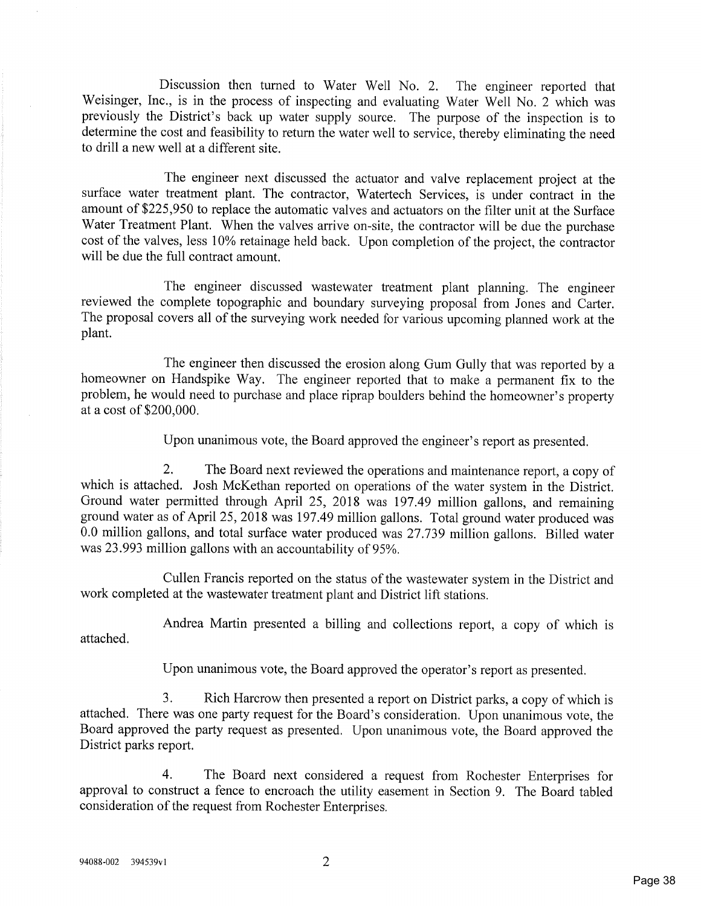Discussion then turned to Water Well No. 2. The engineer reported that Weisinger, Inc., is in the process of inspecting and evaluating Water Well No. 2 which was previously the District's back up water supply source. The purpose of the inspection is to determine the cost and feasibility to return the water well to service, thereby eliminating the need to drill a new well at a different site.

The engineer next discussed the actuator and valve replacement project at the surface water treatment plant. The contractor, Watertech Services, is under contract in the amount of $225,950 to replace the automatic valves and actuators on the filter unit at the Surface Water Treatment Plant. When the valves arrive on-site, the contractor will be due the purchase cost of the valves, less 10% retainage held back. Upon completion of the project, the contractor will be due the full contract amount.

The engineer discussed wastewater treatment plant planning. The engineer reviewed the complete topographic and boundary surveying proposal from Jones and Carter. The proposal covers all of the surveying work needed for various upcoming planned work at the plant.

The engineer then discussed the erosion along Gum Gully that was reported by a homeowner on Handspike Way. The engineer reported that to make a permanent fix to the problem, he would need to purchase and place riprap boulders behind the homeowner's property at a cost of $200,000.

Upon unanimous vote, the Board approved the engineer's report as presented.

2. The Board next reviewed the operations and maintenance report, a copy of which is attached. Josh McKethan reported on operations of the water system in the District. Ground water permitted through April 25, 2018 was 197.49 million gallons, and remaining ground water as of April 25, 2018 was 197.49 million gallons. Total ground water produced was 0.0 million gallons, and total surface water produced was 27.739 million gallons. Billed water was 23.993 million gallons with an accountability of 95%.

Cullen Francis reported on the status of the wastewater system in the District and work completed at the wastewater treatment plant and District lift stations.

Andrea Martin presented a billing and collections report, a copy of which is attached.

Upon unanimous vote, the Board approved the operator's report as presented.

3. Rich Harcrow then presented a report on District parks, a copy of which is attached. There was one party request for the Board's consideration. Upon unanimous vote, the Board approved the party request as presented. Upon unanimous vote, the Board approved the District parks report.

4. The Board next considered a request from Rochester Enterprises for approval to construct a fence to encroach the utility easement in Section 9. The Board tabled consideration of the request from Rochester Enterprises.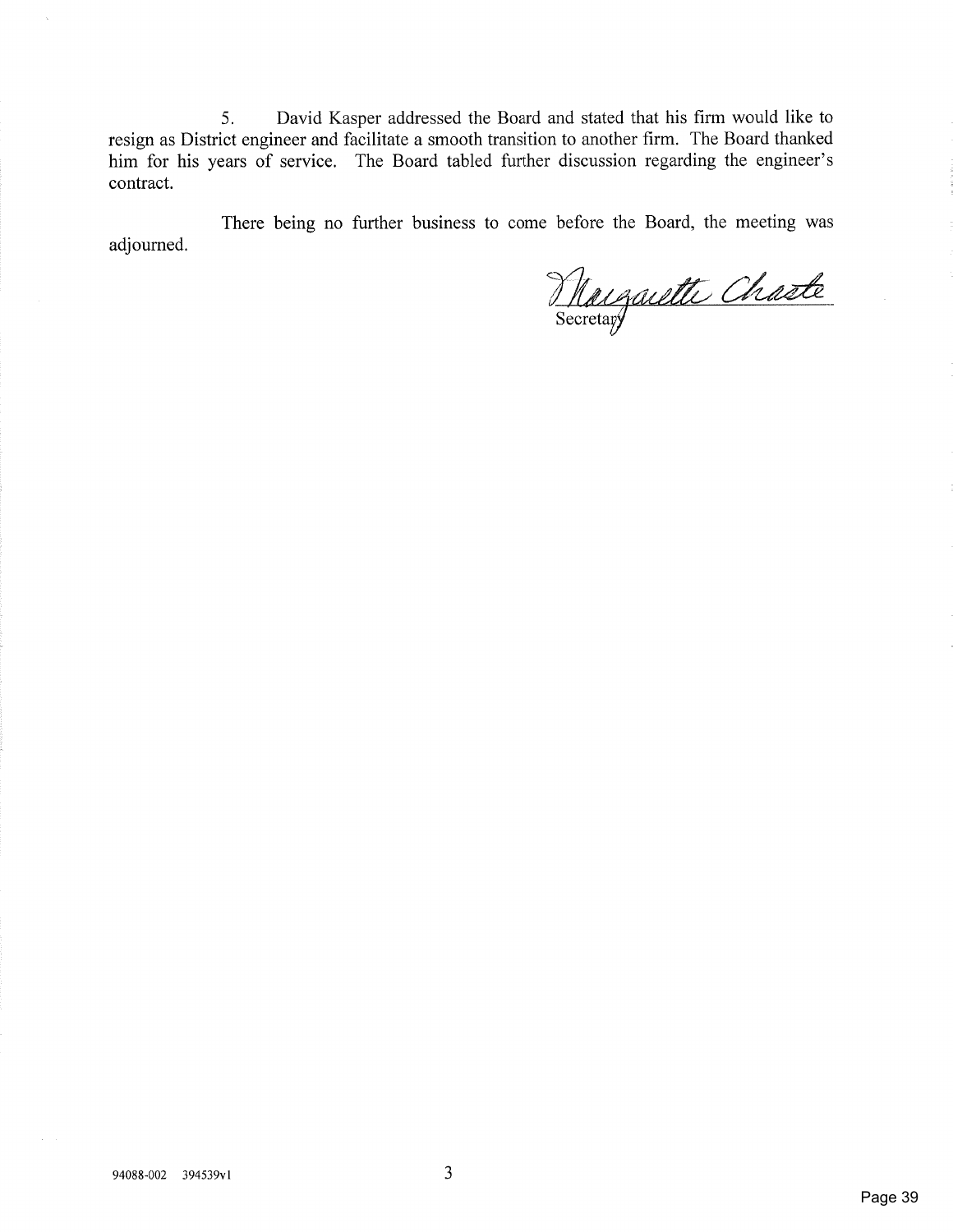5. David Kasper addressed the Board and stated that his firm would like to resign as District engineer and facilitate a smooth transition to another firm. The Board thanked him for his years of service. The Board tabled further discussion regarding the engineer's contract.

There being no further business to come before the Board, the meeting was adjourned.

Margarette Chaste
Secretary

94088-002 394539v1